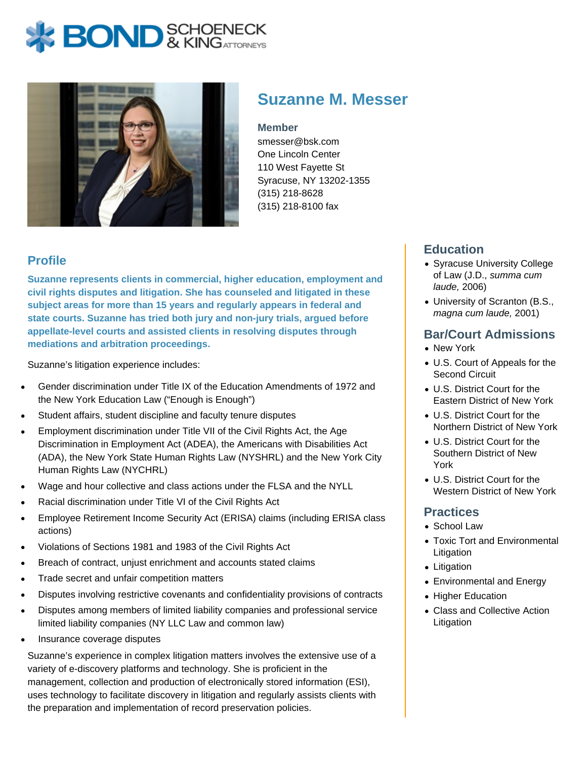BOND SCHOENECK & KING ATTORNEYS

# Suzanne M. Messer

**Member**
smesser@bsk.com
One Lincoln Center
110 West Fayette St
Syracuse, NY 13202-1355
(315) 218-8628
(315) 218-8100 fax

## Profile

**Suzanne represents clients in commercial, higher education, employment and civil rights disputes and litigation. She has counseled and litigated in these subject areas for more than 15 years and regularly appears in federal and state courts. Suzanne has tried both jury and non-jury trials, argued before appellate-level courts and assisted clients in resolving disputes through mediations and arbitration proceedings.**

Suzanne's litigation experience includes:

- Gender discrimination under Title IX of the Education Amendments of 1972 and the New York Education Law ("Enough is Enough")
- Student affairs, student discipline and faculty tenure disputes
- Employment discrimination under Title VII of the Civil Rights Act, the Age Discrimination in Employment Act (ADEA), the Americans with Disabilities Act (ADA), the New York State Human Rights Law (NYSHRL) and the New York City Human Rights Law (NYCHRL)
- Wage and hour collective and class actions under the FLSA and the NYLL
- Racial discrimination under Title VI of the Civil Rights Act
- Employee Retirement Income Security Act (ERISA) claims (including ERISA class actions)
- Violations of Sections 1981 and 1983 of the Civil Rights Act
- Breach of contract, unjust enrichment and accounts stated claims
- Trade secret and unfair competition matters
- Disputes involving restrictive covenants and confidentiality provisions of contracts
- Disputes among members of limited liability companies and professional service limited liability companies (NY LLC Law and common law)
- Insurance coverage disputes

Suzanne's experience in complex litigation matters involves the extensive use of a variety of e-discovery platforms and technology. She is proficient in the management, collection and production of electronically stored information (ESI), uses technology to facilitate discovery in litigation and regularly assists clients with the preparation and implementation of record preservation policies.

## Education

- Syracuse University College of Law (J.D., *summa cum laude,* 2006)
- University of Scranton (B.S., *magna cum laude,* 2001)

## Bar/Court Admissions

- New York
- U.S. Court of Appeals for the Second Circuit
- U.S. District Court for the Eastern District of New York
- U.S. District Court for the Northern District of New York
- U.S. District Court for the Southern District of New York
- U.S. District Court for the Western District of New York

## Practices

- School Law
- Toxic Tort and Environmental Litigation
- Litigation
- Environmental and Energy
- Higher Education
- Class and Collective Action Litigation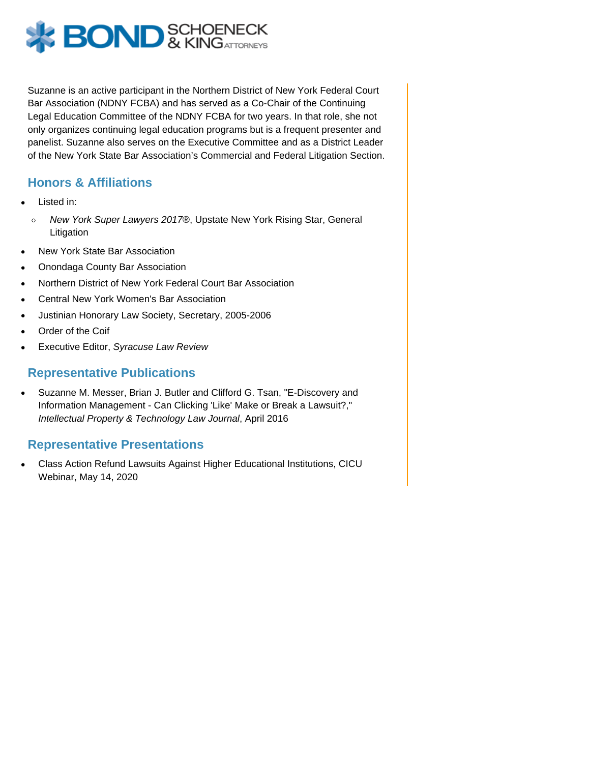Suzanne is an active participant in the Northern District of New York Federal Court Bar Association (NDNY FCBA) and has served as a Co-Chair of the Continuing Legal Education Committee of the NDNY FCBA for two years. In that role, she not only organizes continuing legal education programs but is a frequent presenter and panelist. Suzanne also serves on the Executive Committee and as a District Leader of the New York State Bar Association's Commercial and Federal Litigation Section.

## Honors & Affiliations

- Listed in:
  - *New York Super Lawyers 2017®*, Upstate New York Rising Star, General Litigation
- New York State Bar Association
- Onondaga County Bar Association
- Northern District of New York Federal Court Bar Association
- Central New York Women's Bar Association
- Justinian Honorary Law Society, Secretary, 2005-2006
- Order of the Coif
- Executive Editor, *Syracuse Law Review*

## Representative Publications

- Suzanne M. Messer, Brian J. Butler and Clifford G. Tsan, "E-Discovery and Information Management - Can Clicking 'Like' Make or Break a Lawsuit?," *Intellectual Property & Technology Law Journal*, April 2016

## Representative Presentations

- Class Action Refund Lawsuits Against Higher Educational Institutions, CICU Webinar, May 14, 2020